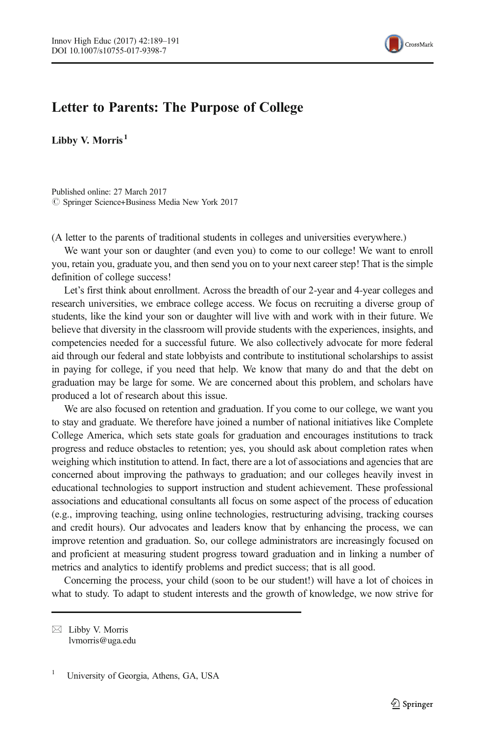# Letter to Parents: The Purpose of College

**Libby V. Morris**[1]

Published online: 27 March 2017
© Springer Science+Business Media New York 2017

(A letter to the parents of traditional students in colleges and universities everywhere.)

We want your son or daughter (and even you) to come to our college! We want to enroll you, retain you, graduate you, and then send you on to your next career step! That is the simple definition of college success!

Let's first think about enrollment. Across the breadth of our 2-year and 4-year colleges and research universities, we embrace college access. We focus on recruiting a diverse group of students, like the kind your son or daughter will live with and work with in their future. We believe that diversity in the classroom will provide students with the experiences, insights, and competencies needed for a successful future. We also collectively advocate for more federal aid through our federal and state lobbyists and contribute to institutional scholarships to assist in paying for college, if you need that help. We know that many do and that the debt on graduation may be large for some. We are concerned about this problem, and scholars have produced a lot of research about this issue.

We are also focused on retention and graduation. If you come to our college, we want you to stay and graduate. We therefore have joined a number of national initiatives like Complete College America, which sets state goals for graduation and encourages institutions to track progress and reduce obstacles to retention; yes, you should ask about completion rates when weighing which institution to attend. In fact, there are a lot of associations and agencies that are concerned about improving the pathways to graduation; and our colleges heavily invest in educational technologies to support instruction and student achievement. These professional associations and educational consultants all focus on some aspect of the process of education (e.g., improving teaching, using online technologies, restructuring advising, tracking courses and credit hours). Our advocates and leaders know that by enhancing the process, we can improve retention and graduation. So, our college administrators are increasingly focused on and proficient at measuring student progress toward graduation and in linking a number of metrics and analytics to identify problems and predict success; that is all good.

Concerning the process, your child (soon to be our student!) will have a lot of choices in what to study. To adapt to student interests and the growth of knowledge, we now strive for

---

✉ Libby V. Morris
lvmorris@uga.edu

[1] University of Georgia, Athens, GA, USA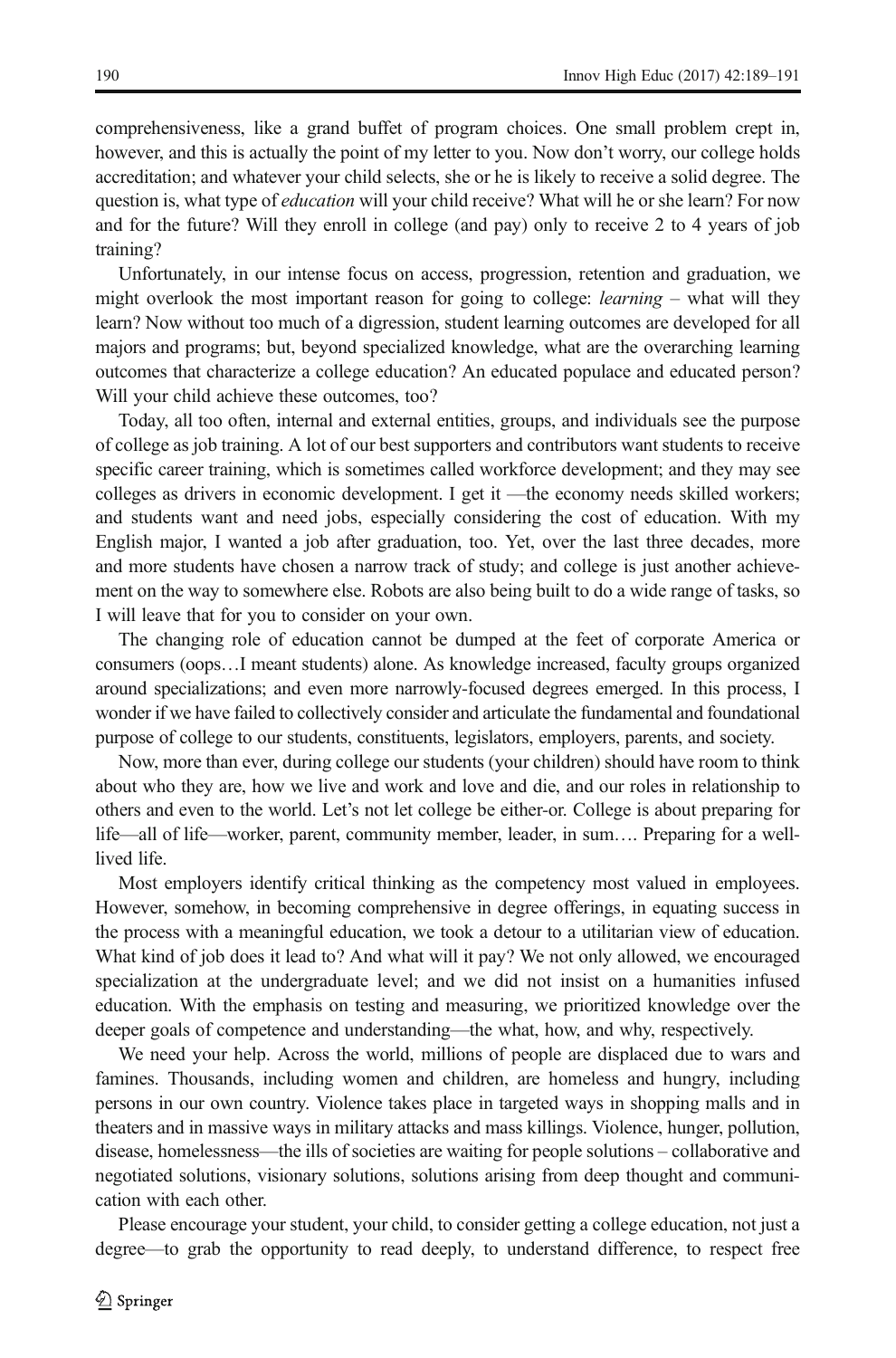comprehensiveness, like a grand buffet of program choices. One small problem crept in, however, and this is actually the point of my letter to you. Now don't worry, our college holds accreditation; and whatever your child selects, she or he is likely to receive a solid degree. The question is, what type of *education* will your child receive? What will he or she learn? For now and for the future? Will they enroll in college (and pay) only to receive 2 to 4 years of job training?

Unfortunately, in our intense focus on access, progression, retention and graduation, we might overlook the most important reason for going to college: *learning* – what will they learn? Now without too much of a digression, student learning outcomes are developed for all majors and programs; but, beyond specialized knowledge, what are the overarching learning outcomes that characterize a college education? An educated populace and educated person? Will your child achieve these outcomes, too?

Today, all too often, internal and external entities, groups, and individuals see the purpose of college as job training. A lot of our best supporters and contributors want students to receive specific career training, which is sometimes called workforce development; and they may see colleges as drivers in economic development. I get it —the economy needs skilled workers; and students want and need jobs, especially considering the cost of education. With my English major, I wanted a job after graduation, too. Yet, over the last three decades, more and more students have chosen a narrow track of study; and college is just another achievement on the way to somewhere else. Robots are also being built to do a wide range of tasks, so I will leave that for you to consider on your own.

The changing role of education cannot be dumped at the feet of corporate America or consumers (oops…I meant students) alone. As knowledge increased, faculty groups organized around specializations; and even more narrowly-focused degrees emerged. In this process, I wonder if we have failed to collectively consider and articulate the fundamental and foundational purpose of college to our students, constituents, legislators, employers, parents, and society.

Now, more than ever, during college our students (your children) should have room to think about who they are, how we live and work and love and die, and our roles in relationship to others and even to the world. Let's not let college be either-or. College is about preparing for life—all of life—worker, parent, community member, leader, in sum…. Preparing for a well-lived life.

Most employers identify critical thinking as the competency most valued in employees. However, somehow, in becoming comprehensive in degree offerings, in equating success in the process with a meaningful education, we took a detour to a utilitarian view of education. What kind of job does it lead to? And what will it pay? We not only allowed, we encouraged specialization at the undergraduate level; and we did not insist on a humanities infused education. With the emphasis on testing and measuring, we prioritized knowledge over the deeper goals of competence and understanding—the what, how, and why, respectively.

We need your help. Across the world, millions of people are displaced due to wars and famines. Thousands, including women and children, are homeless and hungry, including persons in our own country. Violence takes place in targeted ways in shopping malls and in theaters and in massive ways in military attacks and mass killings. Violence, hunger, pollution, disease, homelessness—the ills of societies are waiting for people solutions – collaborative and negotiated solutions, visionary solutions, solutions arising from deep thought and communication with each other.

Please encourage your student, your child, to consider getting a college education, not just a degree—to grab the opportunity to read deeply, to understand difference, to respect free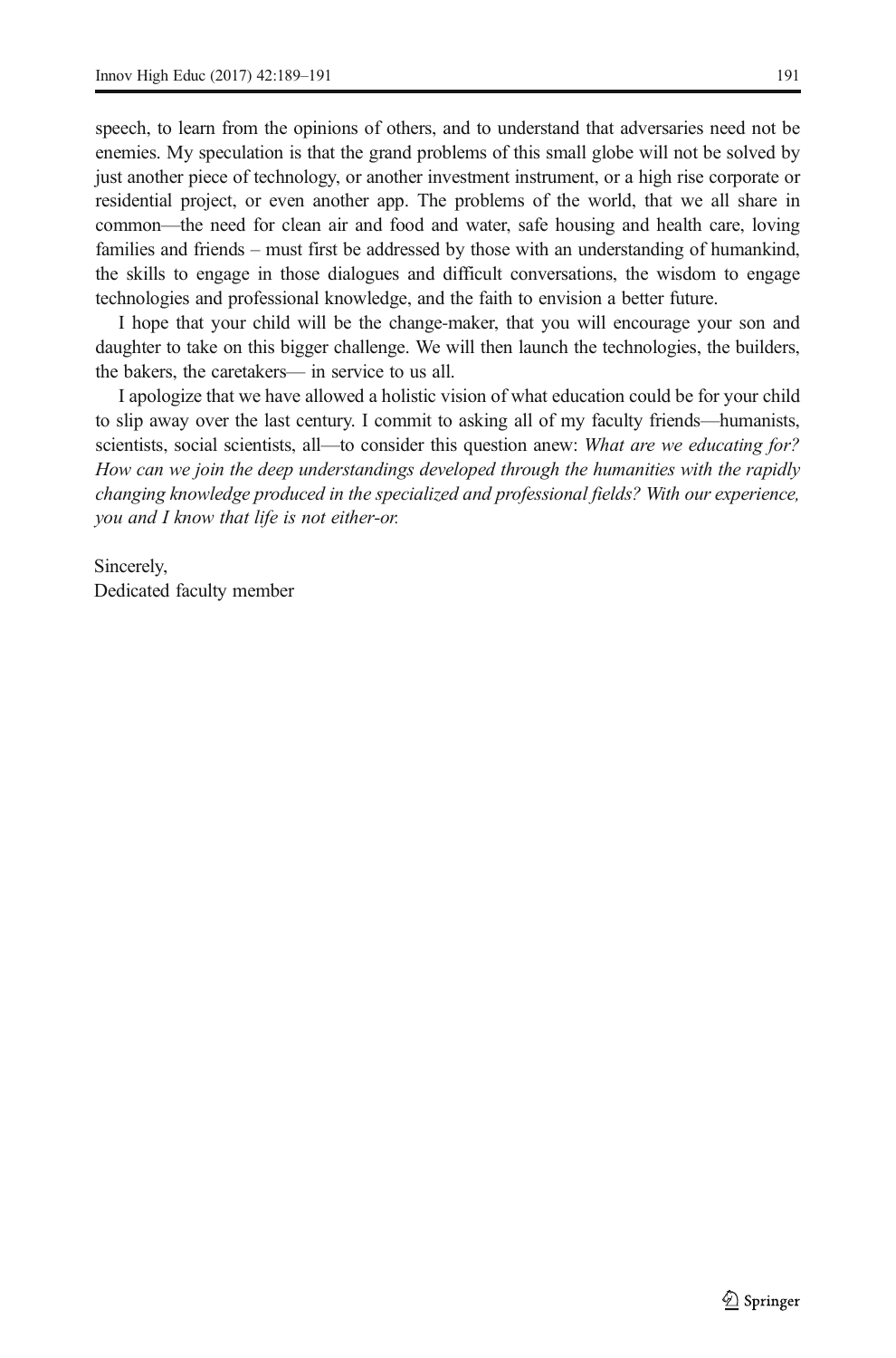speech, to learn from the opinions of others, and to understand that adversaries need not be enemies. My speculation is that the grand problems of this small globe will not be solved by just another piece of technology, or another investment instrument, or a high rise corporate or residential project, or even another app. The problems of the world, that we all share in common—the need for clean air and food and water, safe housing and health care, loving families and friends – must first be addressed by those with an understanding of humankind, the skills to engage in those dialogues and difficult conversations, the wisdom to engage technologies and professional knowledge, and the faith to envision a better future.

I hope that your child will be the change-maker, that you will encourage your son and daughter to take on this bigger challenge. We will then launch the technologies, the builders, the bakers, the caretakers— in service to us all.

I apologize that we have allowed a holistic vision of what education could be for your child to slip away over the last century. I commit to asking all of my faculty friends—humanists, scientists, social scientists, all—to consider this question anew: *What are we educating for? How can we join the deep understandings developed through the humanities with the rapidly changing knowledge produced in the specialized and professional fields? With our experience, you and I know that life is not either-or.*

Sincerely,
Dedicated faculty member